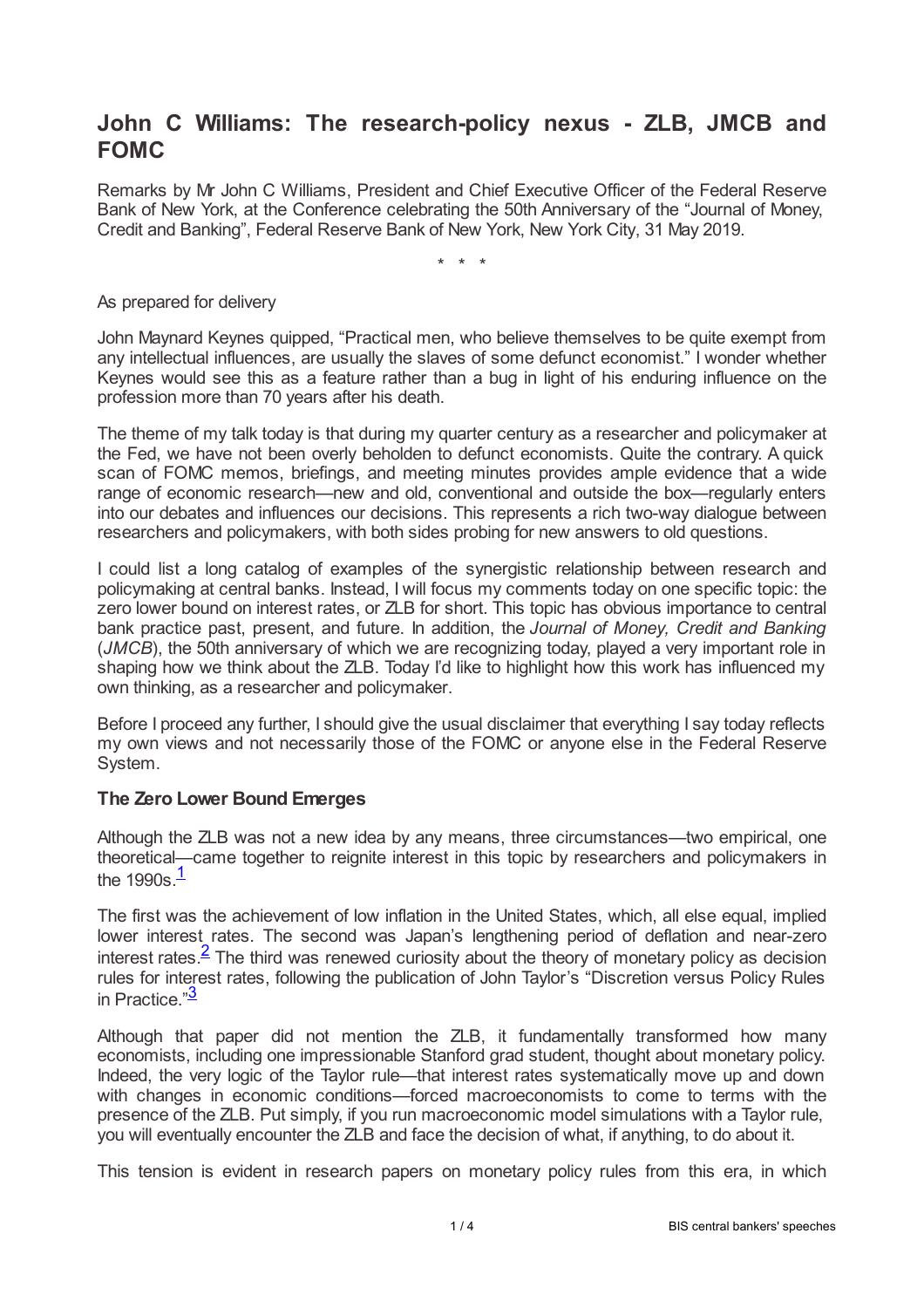# John C Williams: The research-policy nexus - ZLB, JMCB and FOMC

Remarks by Mr John C Williams, President and Chief Executive Officer of the Federal Reserve Bank of New York, at the Conference celebrating the 50th Anniversary of the "Journal of Money, Credit and Banking", Federal Reserve Bank of New York, New York City, 31 May 2019.

\* \* \*

As prepared for delivery

John Maynard Keynes quipped, "Practical men, who believe themselves to be quite exempt from any intellectual influences, are usually the slaves of some defunct economist." I wonder whether Keynes would see this as a feature rather than a bug in light of his enduring influence on the profession more than 70 years after his death.

The theme of my talk today is that during my quarter century as a researcher and policymaker at the Fed, we have not been overly beholden to defunct economists. Quite the contrary. A quick scan of FOMC memos, briefings, and meeting minutes provides ample evidence that a wide range of economic research—new and old, conventional and outside the box—regularly enters into our debates and influences our decisions. This represents a rich two-way dialogue between researchers and policymakers, with both sides probing for new answers to old questions.

I could list a long catalog of examples of the synergistic relationship between research and policymaking at central banks. Instead, I will focus my comments today on one specific topic: the zero lower bound on interest rates, or ZLB for short. This topic has obvious importance to central bank practice past, present, and future. In addition, the *Journal of Money, Credit and Banking* (*JMCB*), the 50th anniversary of which we are recognizing today, played a very important role in shaping how we think about the ZLB. Today I'd like to highlight how this work has influenced my own thinking, as a researcher and policymaker.

Before I proceed any further, I should give the usual disclaimer that everything I say today reflects my own views and not necessarily those of the FOMC or anyone else in the Federal Reserve System.

### The Zero Lower Bound Emerges

Although the ZLB was not a new idea by any means, three circumstances—two empirical, one theoretical—came together to reignite interest in this topic by researchers and policymakers in the 1990s.[1]

The first was the achievement of low inflation in the United States, which, all else equal, implied lower interest rates. The second was Japan's lengthening period of deflation and near-zero interest rates.[2] The third was renewed curiosity about the theory of monetary policy as decision rules for interest rates, following the publication of John Taylor's "Discretion versus Policy Rules in Practice."[3]

Although that paper did not mention the ZLB, it fundamentally transformed how many economists, including one impressionable Stanford grad student, thought about monetary policy. Indeed, the very logic of the Taylor rule—that interest rates systematically move up and down with changes in economic conditions—forced macroeconomists to come to terms with the presence of the ZLB. Put simply, if you run macroeconomic model simulations with a Taylor rule, you will eventually encounter the ZLB and face the decision of what, if anything, to do about it.

This tension is evident in research papers on monetary policy rules from this era, in which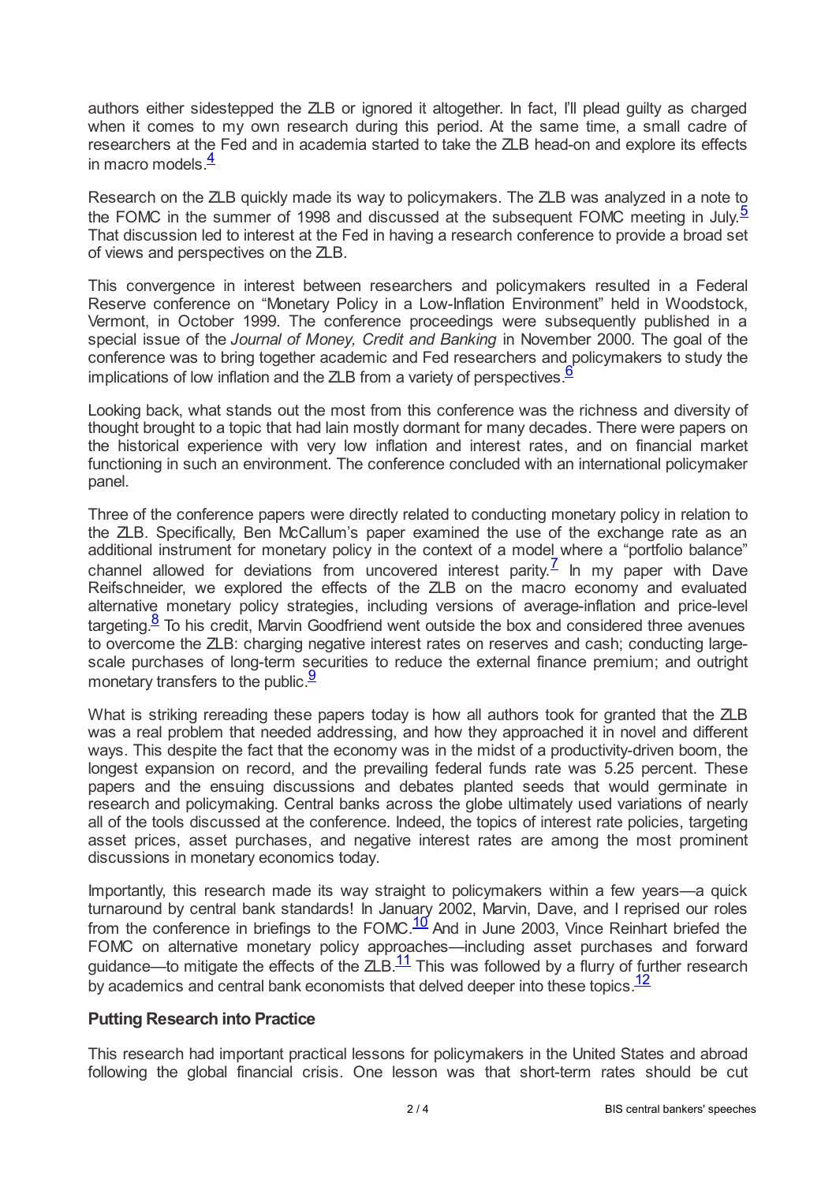authors either sidestepped the ZLB or ignored it altogether. In fact, I'll plead guilty as charged when it comes to my own research during this period. At the same time, a small cadre of researchers at the Fed and in academia started to take the ZLB head-on and explore its effects in macro models.[4]

Research on the ZLB quickly made its way to policymakers. The ZLB was analyzed in a note to the FOMC in the summer of 1998 and discussed at the subsequent FOMC meeting in July.[5] That discussion led to interest at the Fed in having a research conference to provide a broad set of views and perspectives on the ZLB.

This convergence in interest between researchers and policymakers resulted in a Federal Reserve conference on "Monetary Policy in a Low-Inflation Environment" held in Woodstock, Vermont, in October 1999. The conference proceedings were subsequently published in a special issue of the *Journal of Money, Credit and Banking* in November 2000. The goal of the conference was to bring together academic and Fed researchers and policymakers to study the implications of low inflation and the ZLB from a variety of perspectives.[6]

Looking back, what stands out the most from this conference was the richness and diversity of thought brought to a topic that had lain mostly dormant for many decades. There were papers on the historical experience with very low inflation and interest rates, and on financial market functioning in such an environment. The conference concluded with an international policymaker panel.

Three of the conference papers were directly related to conducting monetary policy in relation to the ZLB. Specifically, Ben McCallum's paper examined the use of the exchange rate as an additional instrument for monetary policy in the context of a model where a "portfolio balance" channel allowed for deviations from uncovered interest parity.[7] In my paper with Dave Reifschneider, we explored the effects of the ZLB on the macro economy and evaluated alternative monetary policy strategies, including versions of average-inflation and price-level targeting.[8] To his credit, Marvin Goodfriend went outside the box and considered three avenues to overcome the ZLB: charging negative interest rates on reserves and cash; conducting large-scale purchases of long-term securities to reduce the external finance premium; and outright monetary transfers to the public.[9]

What is striking rereading these papers today is how all authors took for granted that the ZLB was a real problem that needed addressing, and how they approached it in novel and different ways. This despite the fact that the economy was in the midst of a productivity-driven boom, the longest expansion on record, and the prevailing federal funds rate was 5.25 percent. These papers and the ensuing discussions and debates planted seeds that would germinate in research and policymaking. Central banks across the globe ultimately used variations of nearly all of the tools discussed at the conference. Indeed, the topics of interest rate policies, targeting asset prices, asset purchases, and negative interest rates are among the most prominent discussions in monetary economics today.

Importantly, this research made its way straight to policymakers within a few years—a quick turnaround by central bank standards! In January 2002, Marvin, Dave, and I reprised our roles from the conference in briefings to the FOMC.[10] And in June 2003, Vince Reinhart briefed the FOMC on alternative monetary policy approaches—including asset purchases and forward guidance—to mitigate the effects of the ZLB.[11] This was followed by a flurry of further research by academics and central bank economists that delved deeper into these topics.[12]

**Putting Research into Practice**

This research had important practical lessons for policymakers in the United States and abroad following the global financial crisis. One lesson was that short-term rates should be cut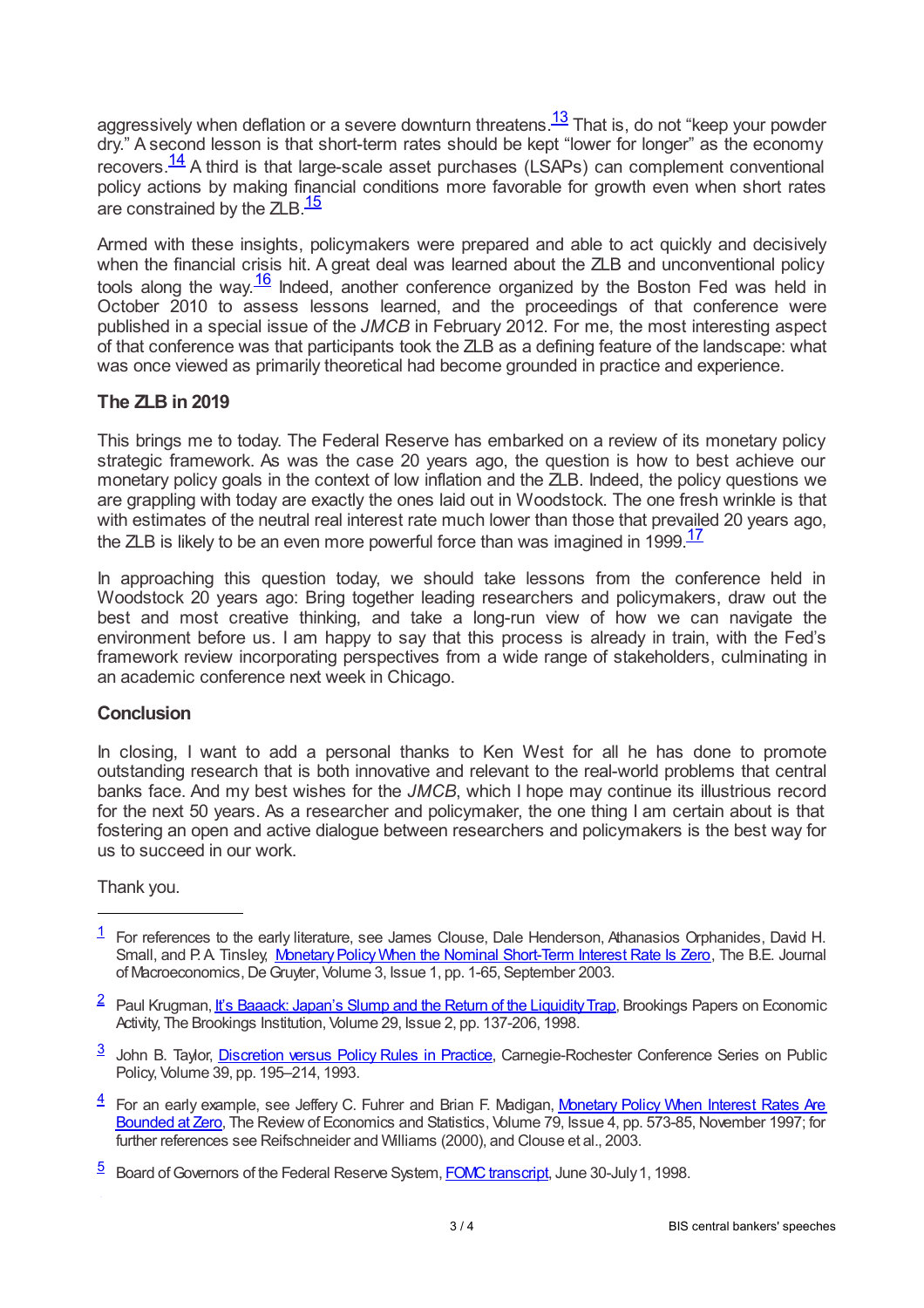aggressively when deflation or a severe downturn threatens.[13] That is, do not "keep your powder dry." A second lesson is that short-term rates should be kept "lower for longer" as the economy recovers.[14] A third is that large-scale asset purchases (LSAPs) can complement conventional policy actions by making financial conditions more favorable for growth even when short rates are constrained by the ZLB.[15]

Armed with these insights, policymakers were prepared and able to act quickly and decisively when the financial crisis hit. A great deal was learned about the ZLB and unconventional policy tools along the way.[16] Indeed, another conference organized by the Boston Fed was held in October 2010 to assess lessons learned, and the proceedings of that conference were published in a special issue of the *JMCB* in February 2012. For me, the most interesting aspect of that conference was that participants took the ZLB as a defining feature of the landscape: what was once viewed as primarily theoretical had become grounded in practice and experience.

### The ZLB in 2019

This brings me to today. The Federal Reserve has embarked on a review of its monetary policy strategic framework. As was the case 20 years ago, the question is how to best achieve our monetary policy goals in the context of low inflation and the ZLB. Indeed, the policy questions we are grappling with today are exactly the ones laid out in Woodstock. The one fresh wrinkle is that with estimates of the neutral real interest rate much lower than those that prevailed 20 years ago, the ZLB is likely to be an even more powerful force than was imagined in 1999.[17]

In approaching this question today, we should take lessons from the conference held in Woodstock 20 years ago: Bring together leading researchers and policymakers, draw out the best and most creative thinking, and take a long-run view of how we can navigate the environment before us. I am happy to say that this process is already in train, with the Fed's framework review incorporating perspectives from a wide range of stakeholders, culminating in an academic conference next week in Chicago.

### Conclusion

In closing, I want to add a personal thanks to Ken West for all he has done to promote outstanding research that is both innovative and relevant to the real-world problems that central banks face. And my best wishes for the *JMCB*, which I hope may continue its illustrious record for the next 50 years. As a researcher and policymaker, the one thing I am certain about is that fostering an open and active dialogue between researchers and policymakers is the best way for us to succeed in our work.

Thank you.

---

[1] For references to the early literature, see James Clouse, Dale Henderson, Athanasios Orphanides, David H. Small, and P. A. Tinsley, Monetary Policy When the Nominal Short-Term Interest Rate Is Zero, The B.E. Journal of Macroeconomics, De Gruyter, Volume 3, Issue 1, pp. 1-65, September 2003.

[2] Paul Krugman, It's Baaack: Japan's Slump and the Return of the Liquidity Trap, Brookings Papers on Economic Activity, The Brookings Institution, Volume 29, Issue 2, pp. 137-206, 1998.

[3] John B. Taylor, Discretion versus Policy Rules in Practice, Carnegie-Rochester Conference Series on Public Policy, Volume 39, pp. 195–214, 1993.

[4] For an early example, see Jeffery C. Fuhrer and Brian F. Madigan, Monetary Policy When Interest Rates Are Bounded at Zero, The Review of Economics and Statistics, Volume 79, Issue 4, pp. 573-85, November 1997; for further references see Reifschneider and Williams (2000), and Clouse et al., 2003.

[5] Board of Governors of the Federal Reserve System, FOMC transcript, June 30-July 1, 1998.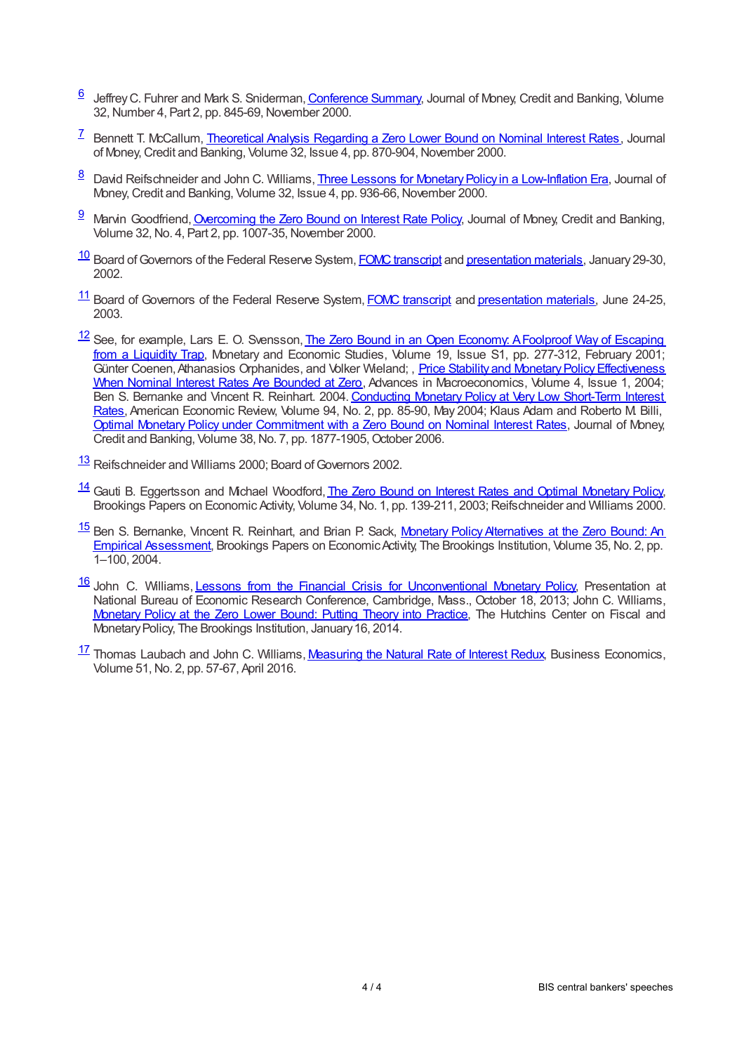[6] Jeffrey C. Fuhrer and Mark S. Sniderman, Conference Summary, Journal of Money, Credit and Banking, Volume 32, Number 4, Part 2, pp. 845-69, November 2000.

[7] Bennett T. McCallum, Theoretical Analysis Regarding a Zero Lower Bound on Nominal Interest Rates, Journal of Money, Credit and Banking, Volume 32, Issue 4, pp. 870-904, November 2000.

[8] David Reifschneider and John C. Williams, Three Lessons for Monetary Policy in a Low-Inflation Era, Journal of Money, Credit and Banking, Volume 32, Issue 4, pp. 936-66, November 2000.

[9] Marvin Goodfriend, Overcoming the Zero Bound on Interest Rate Policy, Journal of Money, Credit and Banking, Volume 32, No. 4, Part 2, pp. 1007-35, November 2000.

[10] Board of Governors of the Federal Reserve System, FOMC transcript and presentation materials, January 29-30, 2002.

[11] Board of Governors of the Federal Reserve System, FOMC transcript and presentation materials, June 24-25, 2003.

[12] See, for example, Lars E. O. Svensson, The Zero Bound in an Open Economy: A Foolproof Way of Escaping from a Liquidity Trap, Monetary and Economic Studies, Volume 19, Issue S1, pp. 277-312, February 2001; Günter Coenen, Athanasios Orphanides, and Volker Wieland; , Price Stability and Monetary Policy Effectiveness When Nominal Interest Rates Are Bounded at Zero, Advances in Macroeconomics, Volume 4, Issue 1, 2004; Ben S. Bernanke and Vincent R. Reinhart. 2004. Conducting Monetary Policy at Very Low Short-Term Interest Rates, American Economic Review, Volume 94, No. 2, pp. 85-90, May 2004; Klaus Adam and Roberto M. Billi, Optimal Monetary Policy under Commitment with a Zero Bound on Nominal Interest Rates, Journal of Money, Credit and Banking, Volume 38, No. 7, pp. 1877-1905, October 2006.

[13] Reifschneider and Williams 2000; Board of Governors 2002.

[14] Gauti B. Eggertsson and Michael Woodford, The Zero Bound on Interest Rates and Optimal Monetary Policy, Brookings Papers on Economic Activity, Volume 34, No. 1, pp. 139-211, 2003; Reifschneider and Williams 2000.

[15] Ben S. Bernanke, Vincent R. Reinhart, and Brian P. Sack, Monetary Policy Alternatives at the Zero Bound: An Empirical Assessment, Brookings Papers on Economic Activity, The Brookings Institution, Volume 35, No. 2, pp. 1–100, 2004.

[16] John C. Williams, Lessons from the Financial Crisis for Unconventional Monetary Policy, Presentation at National Bureau of Economic Research Conference, Cambridge, Mass., October 18, 2013; John C. Williams, Monetary Policy at the Zero Lower Bound: Putting Theory into Practice, The Hutchins Center on Fiscal and Monetary Policy, The Brookings Institution, January 16, 2014.

[17] Thomas Laubach and John C. Williams, Measuring the Natural Rate of Interest Redux, Business Economics, Volume 51, No. 2, pp. 57-67, April 2016.